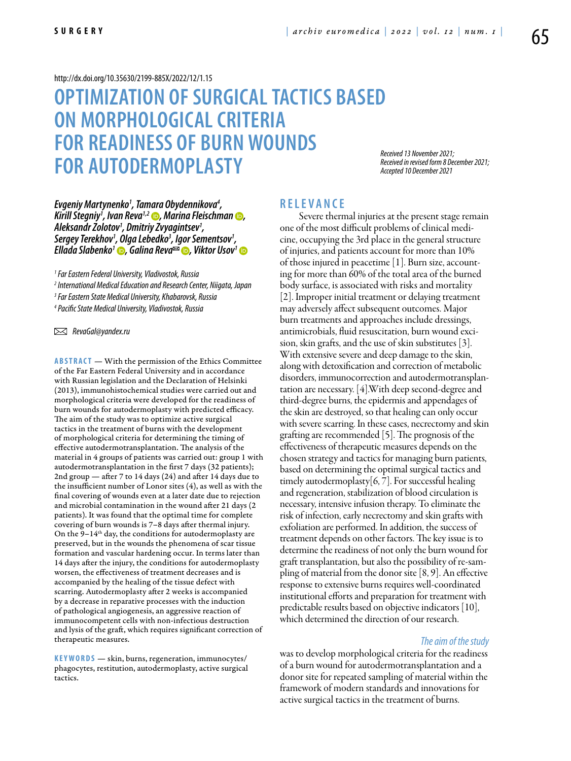http://dx.doi.org/10.35630/2199-885X/2022/12/1.15

# OPTIMIZATION OF SURGICAL TACTICS BASED ON MORPHOLOGICAL CRITERIA FOR READINESS OF BURN WOUNDS FOR AUTODERMOPLASTY

*Received 13 November 2021; Received in revised form 8 December 2021; Accepted 10 December 2021*

***Evgeniy Martynenko[1], Tamara Obydennikova[4], Kirill Stegniy[1], Ivan Reva[1,2], Marina Fleischman, Aleksandr Zolotov[1], Dmitriy Zvyagintsev[1], Sergey Terekhov[1], Olga Lebedko[3], Igor Sementsov[1], Ellada Slabenko[1], Galina Reva✉, Viktor Usov[1]***

*[1] Far Eastern Federal University, Vladivostok, Russia*
*[2] International Medical Education and Research Center, Niigata, Japan*
*[3] Far Eastern State Medical University, Khabarovsk, Russia*
*[4] Pacific State Medical University, Vladivostok, Russia*

✉ *RevaGal@yandex.ru*

**ABSTRACT** — With the permission of the Ethics Committee of the Far Eastern Federal University and in accordance with Russian legislation and the Declaration of Helsinki (2013), immunohistochemical studies were carried out and morphological criteria were developed for the readiness of burn wounds for autodermoplasty with predicted efficacy. The aim of the study was to optimize active surgical tactics in the treatment of burns with the development of morphological criteria for determining the timing of effective autodermotransplantation. The analysis of the material in 4 groups of patients was carried out: group 1 with autodermotransplantation in the first 7 days (32 patients); 2nd group — after 7 to 14 days (24) and after 14 days due to the insufficient number of Lonor sites (4), as well as with the final covering of wounds even at a later date due to rejection and microbial contamination in the wound after 21 days (2 patients). It was found that the optimal time for complete covering of burn wounds is 7–8 days after thermal injury. On the 9–14th day, the conditions for autodermoplasty are preserved, but in the wounds the phenomena of scar tissue formation and vascular hardening occur. In terms later than 14 days after the injury, the conditions for autodermoplasty worsen, the effectiveness of treatment decreases and is accompanied by the healing of the tissue defect with scarring. Autodermoplasty after 2 weeks is accompanied by a decrease in reparative processes with the induction of pathological angiogenesis, an aggressive reaction of immunocompetent cells with non-infectious destruction and lysis of the graft, which requires significant correction of therapeutic measures.

**KEYWORDS** — skin, burns, regeneration, immunocytes/phagocytes, restitution, autodermoplasty, active surgical tactics.

## RELEVANCE

Severe thermal injuries at the present stage remain one of the most difficult problems of clinical medicine, occupying the 3rd place in the general structure of injuries, and patients account for more than 10% of those injured in peacetime [1]. Burn size, accounting for more than 60% of the total area of the burned body surface, is associated with risks and mortality [2]. Improper initial treatment or delaying treatment may adversely affect subsequent outcomes. Major burn treatments and approaches include dressings, antimicrobials, fluid resuscitation, burn wound excision, skin grafts, and the use of skin substitutes [3]. With extensive severe and deep damage to the skin, along with detoxification and correction of metabolic disorders, immunocorrection and autodermotransplantation are necessary. [4].With deep second-degree and third-degree burns, the epidermis and appendages of the skin are destroyed, so that healing can only occur with severe scarring. In these cases, necrectomy and skin grafting are recommended [5]. The prognosis of the effectiveness of therapeutic measures depends on the chosen strategy and tactics for managing burn patients, based on determining the optimal surgical tactics and timely autodermoplasty[6, 7]. For successful healing and regeneration, stabilization of blood circulation is necessary, intensive infusion therapy. To eliminate the risk of infection, early necrectomy and skin grafts with exfoliation are performed. In addition, the success of treatment depends on other factors. The key issue is to determine the readiness of not only the burn wound for graft transplantation, but also the possibility of re-sampling of material from the donor site [8, 9]. An effective response to extensive burns requires well-coordinated institutional efforts and preparation for treatment with predictable results based on objective indicators [10], which determined the direction of our research.

*The aim of the study*

was to develop morphological criteria for the readiness of a burn wound for autodermotransplantation and a donor site for repeated sampling of material within the framework of modern standards and innovations for active surgical tactics in the treatment of burns.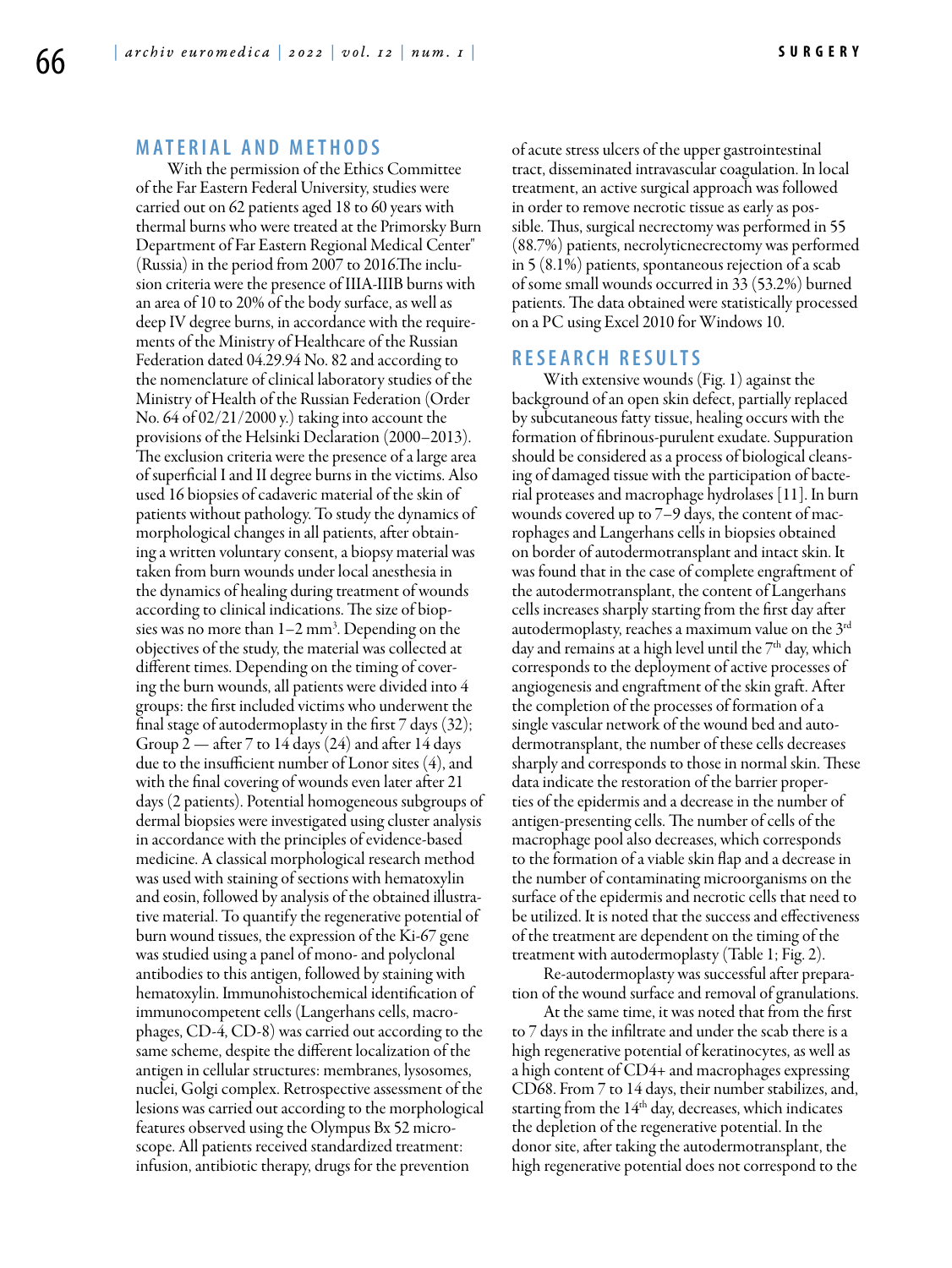## MATERIAL AND METHODS

With the permission of the Ethics Committee of the Far Eastern Federal University, studies were carried out on 62 patients aged 18 to 60 years with thermal burns who were treated at the Primorsky Burn Department of Far Eastern Regional Medical Center" (Russia) in the period from 2007 to 2016.The inclusion criteria were the presence of IIIA-IIIB burns with an area of 10 to 20% of the body surface, as well as deep IV degree burns, in accordance with the requirements of the Ministry of Healthcare of the Russian Federation dated 04.29.94 No. 82 and according to the nomenclature of clinical laboratory studies of the Ministry of Health of the Russian Federation (Order No. 64 of 02/21/2000 y.) taking into account the provisions of the Helsinki Declaration (2000–2013). The exclusion criteria were the presence of a large area of superficial I and II degree burns in the victims. Also used 16 biopsies of cadaveric material of the skin of patients without pathology. To study the dynamics of morphological changes in all patients, after obtaining a written voluntary consent, a biopsy material was taken from burn wounds under local anesthesia in the dynamics of healing during treatment of wounds according to clinical indications. The size of biopsies was no more than 1–2 mm$^3$. Depending on the objectives of the study, the material was collected at different times. Depending on the timing of covering the burn wounds, all patients were divided into 4 groups: the first included victims who underwent the final stage of autodermoplasty in the first 7 days (32); Group 2 — after 7 to 14 days (24) and after 14 days due to the insufficient number of Lonor sites (4), and with the final covering of wounds even later after 21 days (2 patients). Potential homogeneous subgroups of dermal biopsies were investigated using cluster analysis in accordance with the principles of evidence-based medicine. A classical morphological research method was used with staining of sections with hematoxylin and eosin, followed by analysis of the obtained illustrative material. To quantify the regenerative potential of burn wound tissues, the expression of the Ki-67 gene was studied using a panel of mono- and polyclonal antibodies to this antigen, followed by staining with hematoxylin. Immunohistochemical identification of immunocompetent cells (Langerhans cells, macrophages, CD-4, CD-8) was carried out according to the same scheme, despite the different localization of the antigen in cellular structures: membranes, lysosomes, nuclei, Golgi complex. Retrospective assessment of the lesions was carried out according to the morphological features observed using the Olympus Bx 52 microscope. All patients received standardized treatment: infusion, antibiotic therapy, drugs for the prevention of acute stress ulcers of the upper gastrointestinal tract, disseminated intravascular coagulation. In local treatment, an active surgical approach was followed in order to remove necrotic tissue as early as possible. Thus, surgical necrectomy was performed in 55 (88.7%) patients, necrolyticnecrectomy was performed in 5 (8.1%) patients, spontaneous rejection of a scab of some small wounds occurred in 33 (53.2%) burned patients. The data obtained were statistically processed on a PC using Excel 2010 for Windows 10.

## RESEARCH RESULTS

With extensive wounds (Fig. 1) against the background of an open skin defect, partially replaced by subcutaneous fatty tissue, healing occurs with the formation of fibrinous-purulent exudate. Suppuration should be considered as a process of biological cleansing of damaged tissue with the participation of bacterial proteases and macrophage hydrolases [11]. In burn wounds covered up to 7–9 days, the content of macrophages and Langerhans cells in biopsies obtained on border of autodermotransplant and intact skin. It was found that in the case of complete engraftment of the autodermotransplant, the content of Langerhans cells increases sharply starting from the first day after autodermoplasty, reaches a maximum value on the 3rd day and remains at a high level until the 7th day, which corresponds to the deployment of active processes of angiogenesis and engraftment of the skin graft. After the completion of the processes of formation of a single vascular network of the wound bed and autodermotransplant, the number of these cells decreases sharply and corresponds to those in normal skin. These data indicate the restoration of the barrier properties of the epidermis and a decrease in the number of antigen-presenting cells. The number of cells of the macrophage pool also decreases, which corresponds to the formation of a viable skin flap and a decrease in the number of contaminating microorganisms on the surface of the epidermis and necrotic cells that need to be utilized. It is noted that the success and effectiveness of the treatment are dependent on the timing of the treatment with autodermoplasty (Table 1; Fig. 2).

Re-autodermoplasty was successful after preparation of the wound surface and removal of granulations.

At the same time, it was noted that from the first to 7 days in the infiltrate and under the scab there is a high regenerative potential of keratinocytes, as well as a high content of CD4+ and macrophages expressing CD68. From 7 to 14 days, their number stabilizes, and, starting from the 14th day, decreases, which indicates the depletion of the regenerative potential. In the donor site, after taking the autodermotransplant, the high regenerative potential does not correspond to the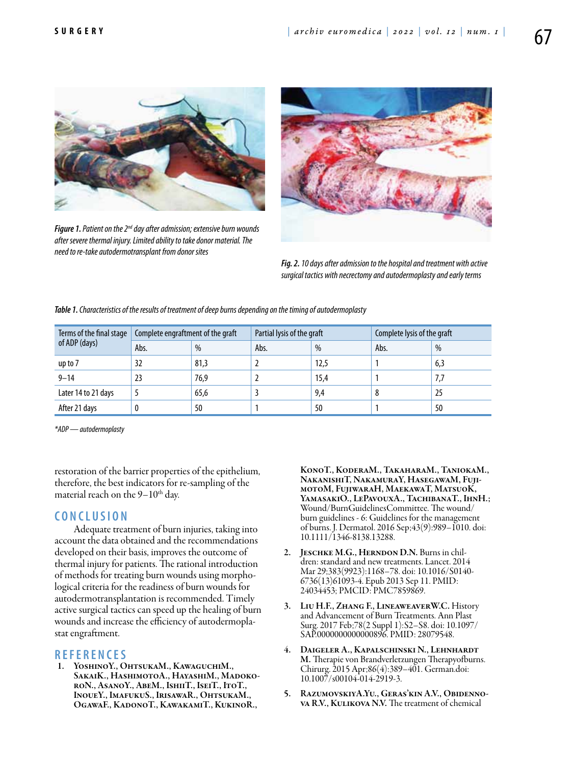*Figure 1. Patient on the 2nd day after admission; extensive burn wounds after severe thermal injury. Limited ability to take donor material. The need to re-take autodermotransplant from donor sites*

*Fig. 2. 10 days after admission to the hospital and treatment with active surgical tactics with necrectomy and autodermoplasty and early terms*

*Table 1. Characteristics of the results of treatment of deep burns depending on the timing of autodermoplasty*

| Terms of the final stage of ADP (days) | Complete engraftment of the graft | | Partial lysis of the graft | | Complete lysis of the graft | |
|---|---|---|---|---|---|---|
| | Abs. | % | Abs. | % | Abs. | % |
| up to 7 | 32 | 81,3 | 2 | 12,5 | 1 | 6,3 |
| 9–14 | 23 | 76,9 | 2 | 15,4 | 1 | 7,7 |
| Later 14 to 21 days | 5 | 65,6 | 3 | 9,4 | 8 | 25 |
| After 21 days | 0 | 50 | 1 | 50 | 1 | 50 |

*\*ADP — autodermoplasty*

restoration of the barrier properties of the epithelium, therefore, the best indicators for re-sampling of the material reach on the 9–10th day.

## CONCLUSION

Adequate treatment of burn injuries, taking into account the data obtained and the recommendations developed on their basis, improves the outcome of thermal injury for patients. The rational introduction of methods for treating burn wounds using morphological criteria for the readiness of burn wounds for autodermotransplantation is recommended. Timely active surgical tactics can speed up the healing of burn wounds and increase the efficiency of autodermoplastat engraftment.

## REFERENCES

1. Yoshino Y., Ohtsuka M., Kawaguchi M., Sakai K., Hashimoto A., Hayashi M., Madokoro N., Asano Y., Abe M., Ishii T., Isei T., Ito T., Inoue Y., Imafuku S., Irisawa R., Ohtsuka M., Ogawa F., Kadono T., Kawakami T., Kukino R., Kono T., Kodera M., Takahara M., Tanioka M., Nakanishi T, Nakamura Y, Hasegawa M, Fujimoto M, Fujiwara H, Maekawa T, Matsuo K, Yamasaki O., Le Pavoux A., Tachibana T., Ihn H.; Wound/Burn Guidelines Committee. The wound/burn guidelines - 6: Guidelines for the management of burns. J. Dermatol. 2016 Sep;43(9):989–1010. doi: 10.1111/1346-8138.13288.
2. Jeschke M.G., Herndon D.N. Burns in children: standard and new treatments. Lancet. 2014 Mar 29;383(9923):1168–78. doi: 10.1016/S0140-6736(13)61093-4. Epub 2013 Sep 11. PMID: 24034453; PMCID: PMC7859869.
3. Liu H.F., Zhang F., Lineaweaver W.C. History and Advancement of Burn Treatments. Ann Plast Surg. 2017 Feb;78(2 Suppl 1):S2–S8. doi: 10.1097/SAP.0000000000000896. PMID: 28079548.
4. Daigeler A., Kapalschinski N., Lehnhardt M. Therapie von Brandverletzungen Therapyofburns. Chirurg. 2015 Apr;86(4):389–401. German.doi: 10.1007/s00104-014-2919-3.
5. Razumovskiy A.Yu., Geras'kin A.V., Obidennova R.V., Kulikova N.V. The treatment of chemical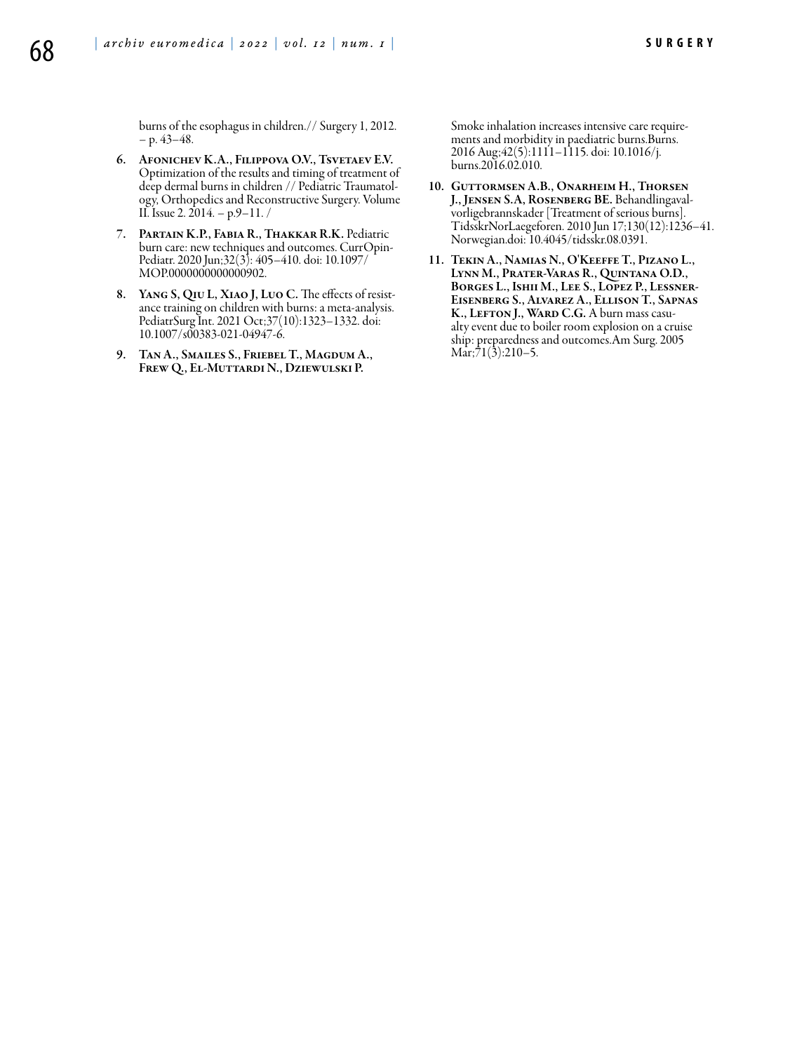burns of the esophagus in children.// Surgery 1, 2012. – p. 43–48.

6. **Afonichev K.A., Filippova O.V., Tsvetaev E.V.** Optimization of the results and timing of treatment of deep dermal burns in children // Pediatric Traumatology, Orthopedics and Reconstructive Surgery. Volume II. Issue 2. 2014. – p.9–11. /

7. **Partain K.P., Fabia R., Thakkar R.K.** Pediatric burn care: new techniques and outcomes. CurrOpinPediatr. 2020 Jun;32(3): 405–410. doi: 10.1097/MOP.0000000000000902.

8. **Yang S, Qiu L, Xiao J, Luo C.** The effects of resistance training on children with burns: a meta-analysis. PediatrSurg Int. 2021 Oct;37(10):1323–1332. doi: 10.1007/s00383-021-04947-6.

9. **Tan A., Smailes S., Friebel T., Magdum A., Frew Q., El-Muttardi N., Dziewulski P.** Smoke inhalation increases intensive care requirements and morbidity in paediatric burns.Burns. 2016 Aug;42(5):1111–1115. doi: 10.1016/j.burns.2016.02.010.

10. **Guttormsen A.B., Onarheim H., Thorsen J., Jensen S.A, Rosenberg BE.** Behandlingavalvorligebrannskader [Treatment of serious burns]. TidsskrNorLaegeforen. 2010 Jun 17;130(12):1236–41. Norwegian.doi: 10.4045/tidsskr.08.0391.

11. **Tekin A., Namias N., O'Keeffe T., Pizano L., Lynn M., Prater-Varas R., Quintana O.D., Borges L., Ishii M., Lee S., Lopez P., Lessner-Eisenberg S., Alvarez A., Ellison T., Sapnas K., Lefton J., Ward C.G.** A burn mass casualty event due to boiler room explosion on a cruise ship: preparedness and outcomes.Am Surg. 2005 Mar;71(3):210–5.